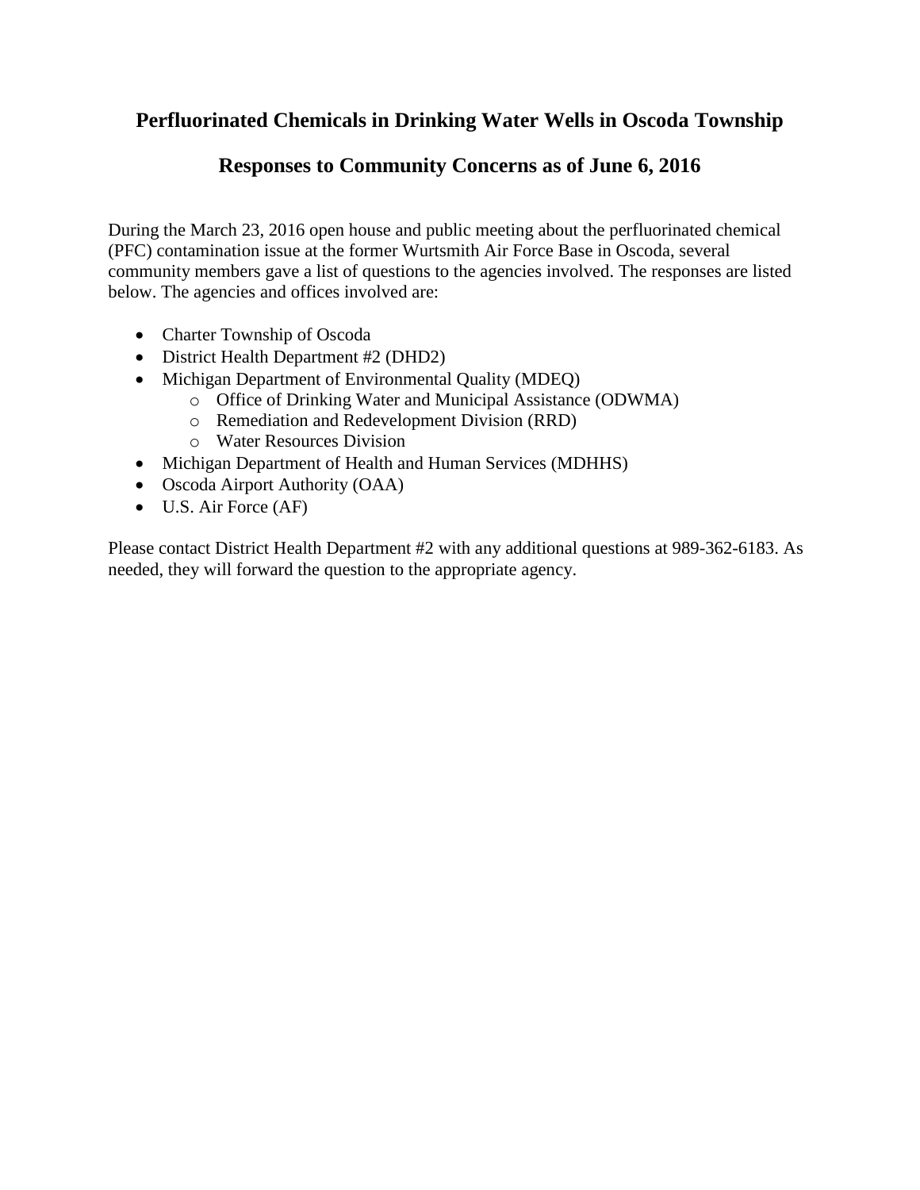# Perfluorinated Chemicals in Drinking Water Wells in Oscoda Township

## Responses to Community Concerns as of June 6, 2016

During the March 23, 2016 open house and public meeting about the perfluorinated chemical (PFC) contamination issue at the former Wurtsmith Air Force Base in Oscoda, several community members gave a list of questions to the agencies involved. The responses are listed below. The agencies and offices involved are:

- Charter Township of Oscoda
- District Health Department #2 (DHD2)
- Michigan Department of Environmental Quality (MDEQ)
  - Office of Drinking Water and Municipal Assistance (ODWMA)
  - Remediation and Redevelopment Division (RRD)
  - Water Resources Division
- Michigan Department of Health and Human Services (MDHHS)
- Oscoda Airport Authority (OAA)
- U.S. Air Force (AF)

Please contact District Health Department #2 with any additional questions at 989-362-6183. As needed, they will forward the question to the appropriate agency.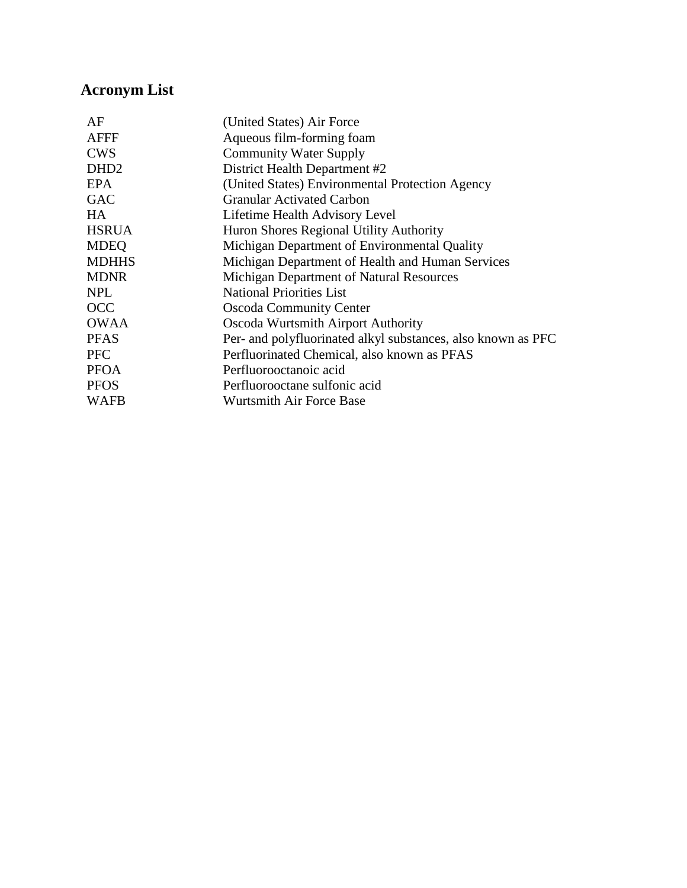## Acronym List

| | |
|---|---|
| AF | (United States) Air Force |
| AFFF | Aqueous film-forming foam |
| CWS | Community Water Supply |
| DHD2 | District Health Department #2 |
| EPA | (United States) Environmental Protection Agency |
| GAC | Granular Activated Carbon |
| HA | Lifetime Health Advisory Level |
| HSRUA | Huron Shores Regional Utility Authority |
| MDEQ | Michigan Department of Environmental Quality |
| MDHHS | Michigan Department of Health and Human Services |
| MDNR | Michigan Department of Natural Resources |
| NPL | National Priorities List |
| OCC | Oscoda Community Center |
| OWAA | Oscoda Wurtsmith Airport Authority |
| PFAS | Per- and polyfluorinated alkyl substances, also known as PFC |
| PFC | Perfluorinated Chemical, also known as PFAS |
| PFOA | Perfluorooctanoic acid |
| PFOS | Perfluorooctane sulfonic acid |
| WAFB | Wurtsmith Air Force Base |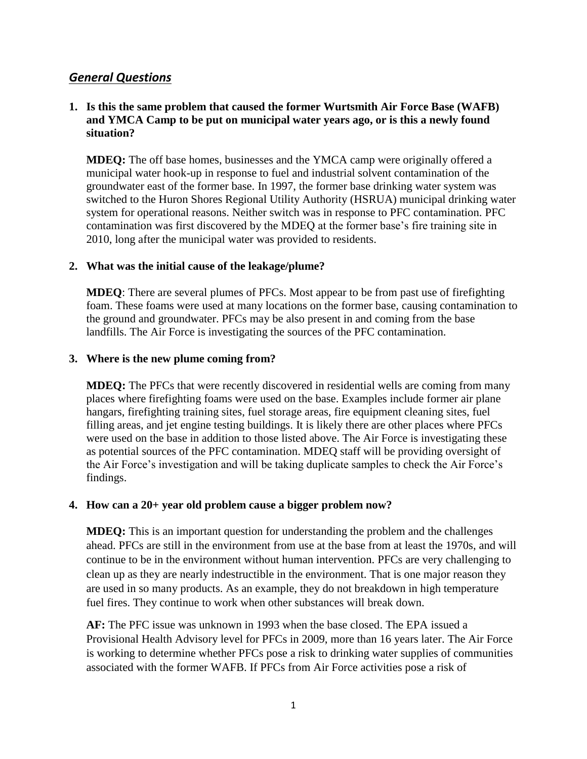## *General Questions*

**1. Is this the same problem that caused the former Wurtsmith Air Force Base (WAFB) and YMCA Camp to be put on municipal water years ago, or is this a newly found situation?**

**MDEQ:** The off base homes, businesses and the YMCA camp were originally offered a municipal water hook-up in response to fuel and industrial solvent contamination of the groundwater east of the former base. In 1997, the former base drinking water system was switched to the Huron Shores Regional Utility Authority (HSRUA) municipal drinking water system for operational reasons. Neither switch was in response to PFC contamination. PFC contamination was first discovered by the MDEQ at the former base's fire training site in 2010, long after the municipal water was provided to residents.

**2. What was the initial cause of the leakage/plume?**

**MDEQ**: There are several plumes of PFCs. Most appear to be from past use of firefighting foam. These foams were used at many locations on the former base, causing contamination to the ground and groundwater. PFCs may be also present in and coming from the base landfills. The Air Force is investigating the sources of the PFC contamination.

**3. Where is the new plume coming from?**

**MDEQ:** The PFCs that were recently discovered in residential wells are coming from many places where firefighting foams were used on the base. Examples include former air plane hangars, firefighting training sites, fuel storage areas, fire equipment cleaning sites, fuel filling areas, and jet engine testing buildings. It is likely there are other places where PFCs were used on the base in addition to those listed above. The Air Force is investigating these as potential sources of the PFC contamination. MDEQ staff will be providing oversight of the Air Force's investigation and will be taking duplicate samples to check the Air Force's findings.

**4. How can a 20+ year old problem cause a bigger problem now?**

**MDEQ:** This is an important question for understanding the problem and the challenges ahead. PFCs are still in the environment from use at the base from at least the 1970s, and will continue to be in the environment without human intervention. PFCs are very challenging to clean up as they are nearly indestructible in the environment. That is one major reason they are used in so many products. As an example, they do not breakdown in high temperature fuel fires. They continue to work when other substances will break down.

**AF:** The PFC issue was unknown in 1993 when the base closed. The EPA issued a Provisional Health Advisory level for PFCs in 2009, more than 16 years later. The Air Force is working to determine whether PFCs pose a risk to drinking water supplies of communities associated with the former WAFB. If PFCs from Air Force activities pose a risk of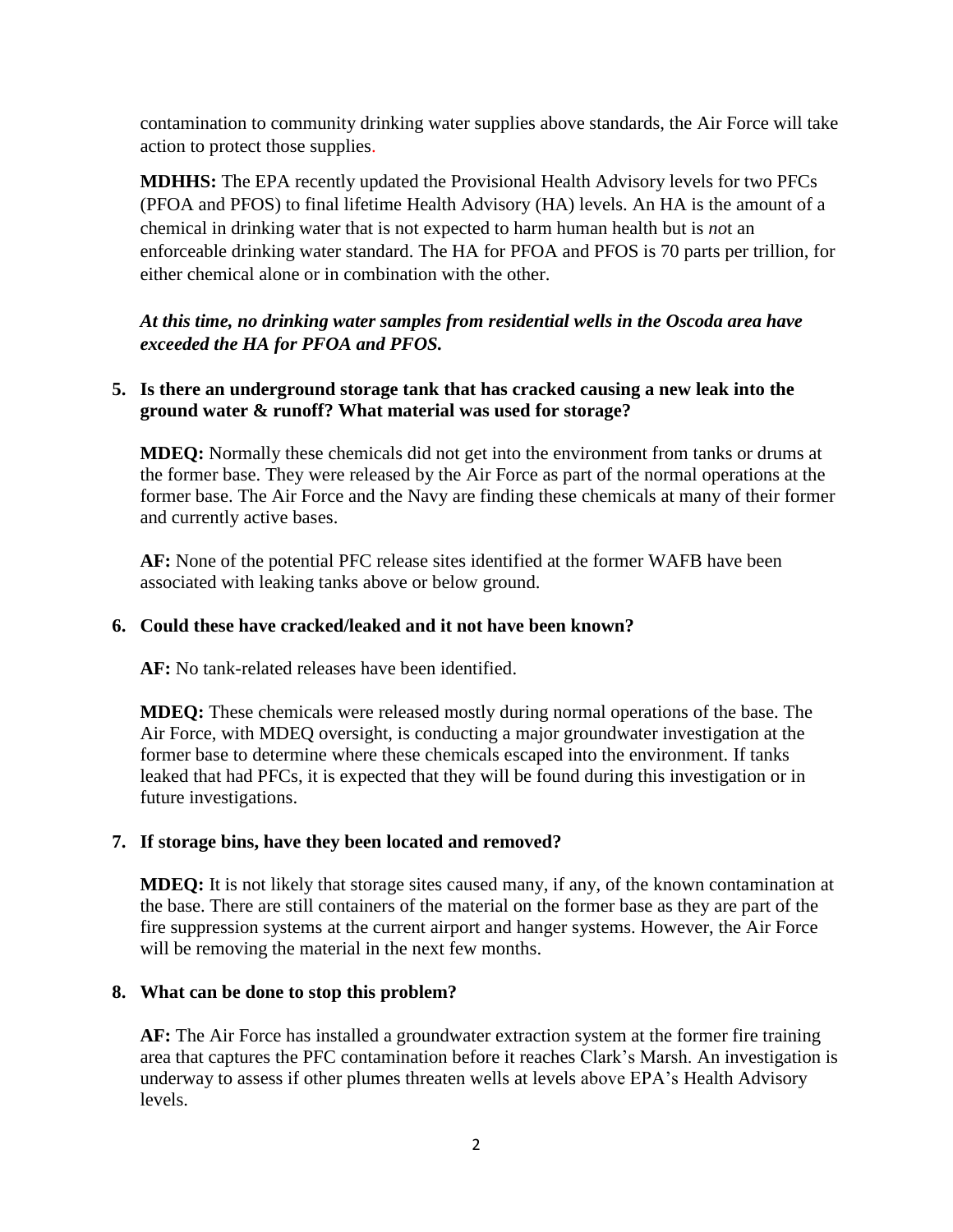contamination to community drinking water supplies above standards, the Air Force will take action to protect those supplies.

**MDHHS:** The EPA recently updated the Provisional Health Advisory levels for two PFCs (PFOA and PFOS) to final lifetime Health Advisory (HA) levels. An HA is the amount of a chemical in drinking water that is not expected to harm human health but is *not* an enforceable drinking water standard. The HA for PFOA and PFOS is 70 parts per trillion, for either chemical alone or in combination with the other.

***At this time, no drinking water samples from residential wells in the Oscoda area have exceeded the HA for PFOA and PFOS.***

**5. Is there an underground storage tank that has cracked causing a new leak into the ground water & runoff? What material was used for storage?**

**MDEQ:** Normally these chemicals did not get into the environment from tanks or drums at the former base. They were released by the Air Force as part of the normal operations at the former base. The Air Force and the Navy are finding these chemicals at many of their former and currently active bases.

**AF:** None of the potential PFC release sites identified at the former WAFB have been associated with leaking tanks above or below ground.

**6. Could these have cracked/leaked and it not have been known?**

**AF:** No tank-related releases have been identified.

**MDEQ:** These chemicals were released mostly during normal operations of the base. The Air Force, with MDEQ oversight, is conducting a major groundwater investigation at the former base to determine where these chemicals escaped into the environment. If tanks leaked that had PFCs, it is expected that they will be found during this investigation or in future investigations.

**7. If storage bins, have they been located and removed?**

**MDEQ:** It is not likely that storage sites caused many, if any, of the known contamination at the base. There are still containers of the material on the former base as they are part of the fire suppression systems at the current airport and hanger systems. However, the Air Force will be removing the material in the next few months.

**8. What can be done to stop this problem?**

**AF:** The Air Force has installed a groundwater extraction system at the former fire training area that captures the PFC contamination before it reaches Clark's Marsh. An investigation is underway to assess if other plumes threaten wells at levels above EPA's Health Advisory levels.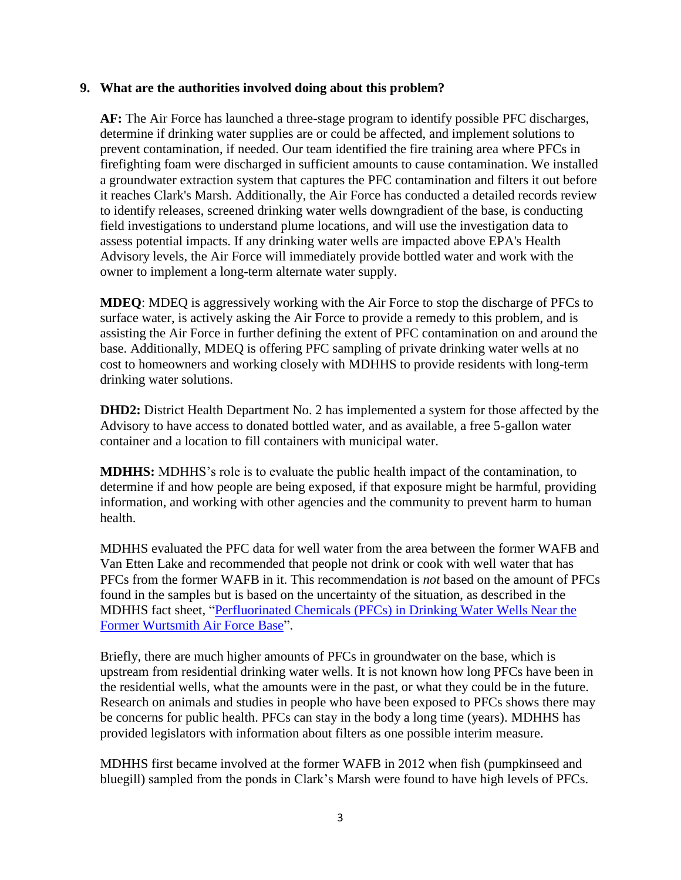**9. What are the authorities involved doing about this problem?**

**AF:** The Air Force has launched a three-stage program to identify possible PFC discharges, determine if drinking water supplies are or could be affected, and implement solutions to prevent contamination, if needed. Our team identified the fire training area where PFCs in firefighting foam were discharged in sufficient amounts to cause contamination. We installed a groundwater extraction system that captures the PFC contamination and filters it out before it reaches Clark's Marsh. Additionally, the Air Force has conducted a detailed records review to identify releases, screened drinking water wells downgradient of the base, is conducting field investigations to understand plume locations, and will use the investigation data to assess potential impacts. If any drinking water wells are impacted above EPA's Health Advisory levels, the Air Force will immediately provide bottled water and work with the owner to implement a long-term alternate water supply.

**MDEQ**: MDEQ is aggressively working with the Air Force to stop the discharge of PFCs to surface water, is actively asking the Air Force to provide a remedy to this problem, and is assisting the Air Force in further defining the extent of PFC contamination on and around the base. Additionally, MDEQ is offering PFC sampling of private drinking water wells at no cost to homeowners and working closely with MDHHS to provide residents with long-term drinking water solutions.

**DHD2:** District Health Department No. 2 has implemented a system for those affected by the Advisory to have access to donated bottled water, and as available, a free 5-gallon water container and a location to fill containers with municipal water.

**MDHHS:** MDHHS's role is to evaluate the public health impact of the contamination, to determine if and how people are being exposed, if that exposure might be harmful, providing information, and working with other agencies and the community to prevent harm to human health.

MDHHS evaluated the PFC data for well water from the area between the former WAFB and Van Etten Lake and recommended that people not drink or cook with well water that has PFCs from the former WAFB in it. This recommendation is *not* based on the amount of PFCs found in the samples but is based on the uncertainty of the situation, as described in the MDHHS fact sheet, "Perfluorinated Chemicals (PFCs) in Drinking Water Wells Near the Former Wurtsmith Air Force Base".

Briefly, there are much higher amounts of PFCs in groundwater on the base, which is upstream from residential drinking water wells. It is not known how long PFCs have been in the residential wells, what the amounts were in the past, or what they could be in the future. Research on animals and studies in people who have been exposed to PFCs shows there may be concerns for public health. PFCs can stay in the body a long time (years). MDHHS has provided legislators with information about filters as one possible interim measure.

MDHHS first became involved at the former WAFB in 2012 when fish (pumpkinseed and bluegill) sampled from the ponds in Clark's Marsh were found to have high levels of PFCs.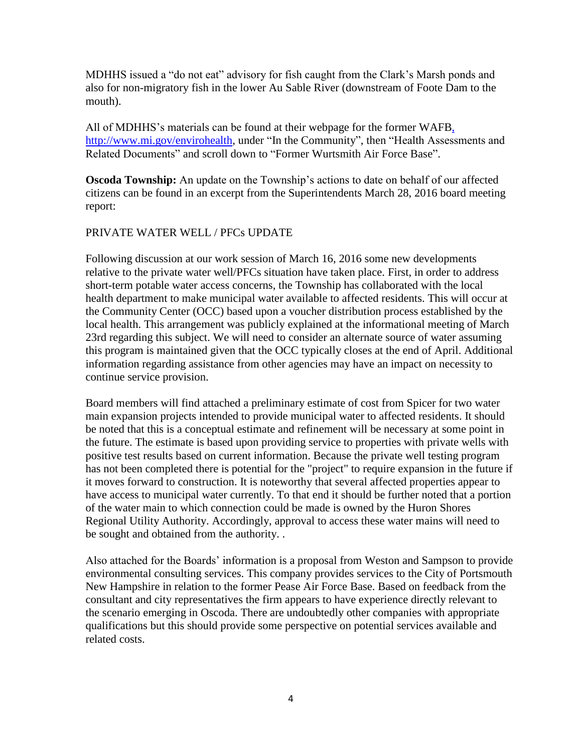MDHHS issued a "do not eat" advisory for fish caught from the Clark's Marsh ponds and also for non-migratory fish in the lower Au Sable River (downstream of Foote Dam to the mouth).

All of MDHHS's materials can be found at their webpage for the former WAFB, http://www.mi.gov/envirohealth, under "In the Community", then "Health Assessments and Related Documents" and scroll down to "Former Wurtsmith Air Force Base".

**Oscoda Township:** An update on the Township's actions to date on behalf of our affected citizens can be found in an excerpt from the Superintendents March 28, 2016 board meeting report:

PRIVATE WATER WELL / PFCs UPDATE

Following discussion at our work session of March 16, 2016 some new developments relative to the private water well/PFCs situation have taken place. First, in order to address short-term potable water access concerns, the Township has collaborated with the local health department to make municipal water available to affected residents. This will occur at the Community Center (OCC) based upon a voucher distribution process established by the local health. This arrangement was publicly explained at the informational meeting of March 23rd regarding this subject. We will need to consider an alternate source of water assuming this program is maintained given that the OCC typically closes at the end of April. Additional information regarding assistance from other agencies may have an impact on necessity to continue service provision.

Board members will find attached a preliminary estimate of cost from Spicer for two water main expansion projects intended to provide municipal water to affected residents. It should be noted that this is a conceptual estimate and refinement will be necessary at some point in the future. The estimate is based upon providing service to properties with private wells with positive test results based on current information. Because the private well testing program has not been completed there is potential for the "project" to require expansion in the future if it moves forward to construction. It is noteworthy that several affected properties appear to have access to municipal water currently. To that end it should be further noted that a portion of the water main to which connection could be made is owned by the Huron Shores Regional Utility Authority. Accordingly, approval to access these water mains will need to be sought and obtained from the authority. .

Also attached for the Boards' information is a proposal from Weston and Sampson to provide environmental consulting services. This company provides services to the City of Portsmouth New Hampshire in relation to the former Pease Air Force Base. Based on feedback from the consultant and city representatives the firm appears to have experience directly relevant to the scenario emerging in Oscoda. There are undoubtedly other companies with appropriate qualifications but this should provide some perspective on potential services available and related costs.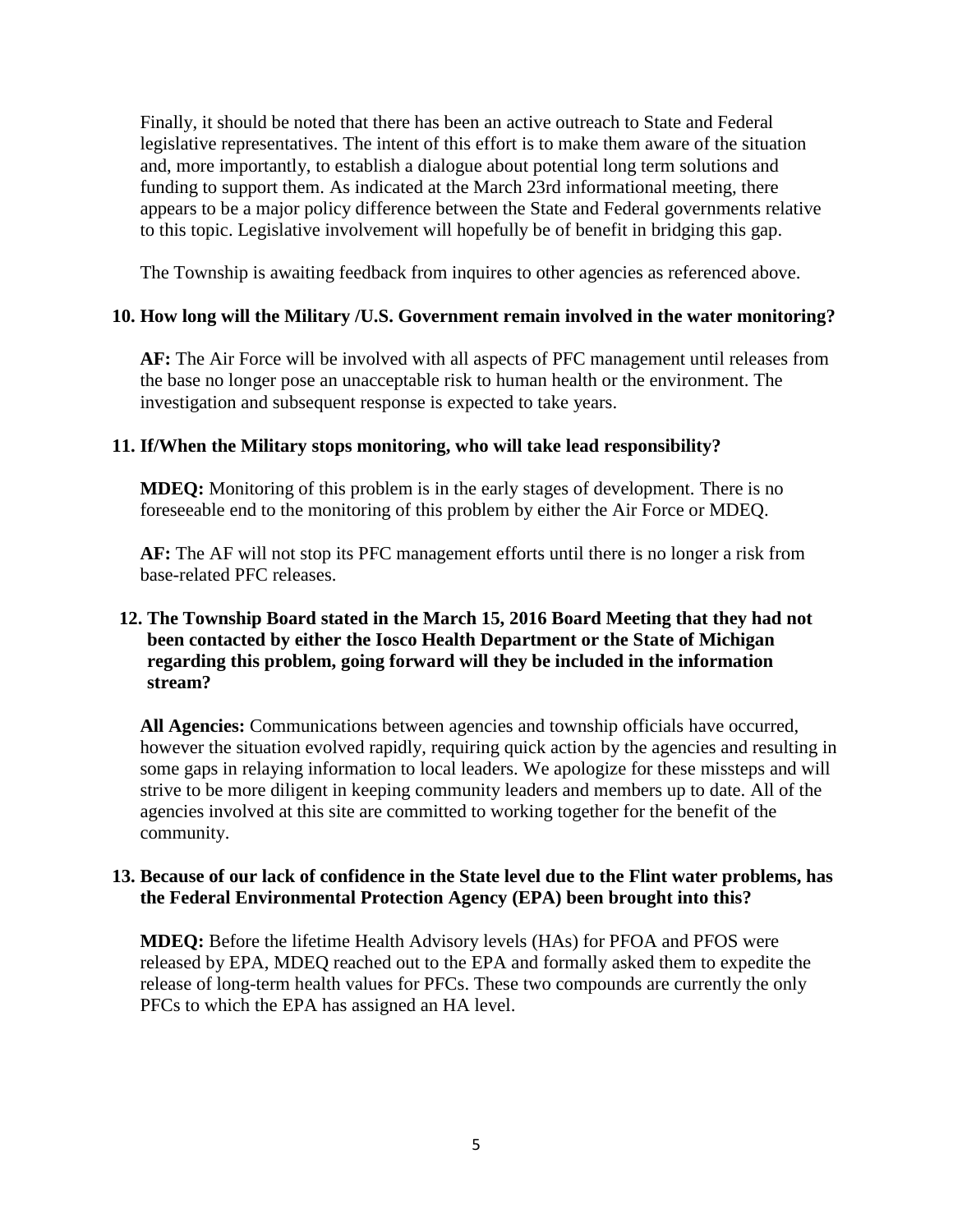Finally, it should be noted that there has been an active outreach to State and Federal legislative representatives. The intent of this effort is to make them aware of the situation and, more importantly, to establish a dialogue about potential long term solutions and funding to support them. As indicated at the March 23rd informational meeting, there appears to be a major policy difference between the State and Federal governments relative to this topic. Legislative involvement will hopefully be of benefit in bridging this gap.

The Township is awaiting feedback from inquires to other agencies as referenced above.

**10. How long will the Military /U.S. Government remain involved in the water monitoring?**

**AF:** The Air Force will be involved with all aspects of PFC management until releases from the base no longer pose an unacceptable risk to human health or the environment. The investigation and subsequent response is expected to take years.

**11. If/When the Military stops monitoring, who will take lead responsibility?**

**MDEQ:** Monitoring of this problem is in the early stages of development. There is no foreseeable end to the monitoring of this problem by either the Air Force or MDEQ.

**AF:** The AF will not stop its PFC management efforts until there is no longer a risk from base-related PFC releases.

**12. The Township Board stated in the March 15, 2016 Board Meeting that they had not been contacted by either the Iosco Health Department or the State of Michigan regarding this problem, going forward will they be included in the information stream?**

**All Agencies:** Communications between agencies and township officials have occurred, however the situation evolved rapidly, requiring quick action by the agencies and resulting in some gaps in relaying information to local leaders. We apologize for these missteps and will strive to be more diligent in keeping community leaders and members up to date. All of the agencies involved at this site are committed to working together for the benefit of the community.

**13. Because of our lack of confidence in the State level due to the Flint water problems, has the Federal Environmental Protection Agency (EPA) been brought into this?**

**MDEQ:** Before the lifetime Health Advisory levels (HAs) for PFOA and PFOS were released by EPA, MDEQ reached out to the EPA and formally asked them to expedite the release of long-term health values for PFCs. These two compounds are currently the only PFCs to which the EPA has assigned an HA level.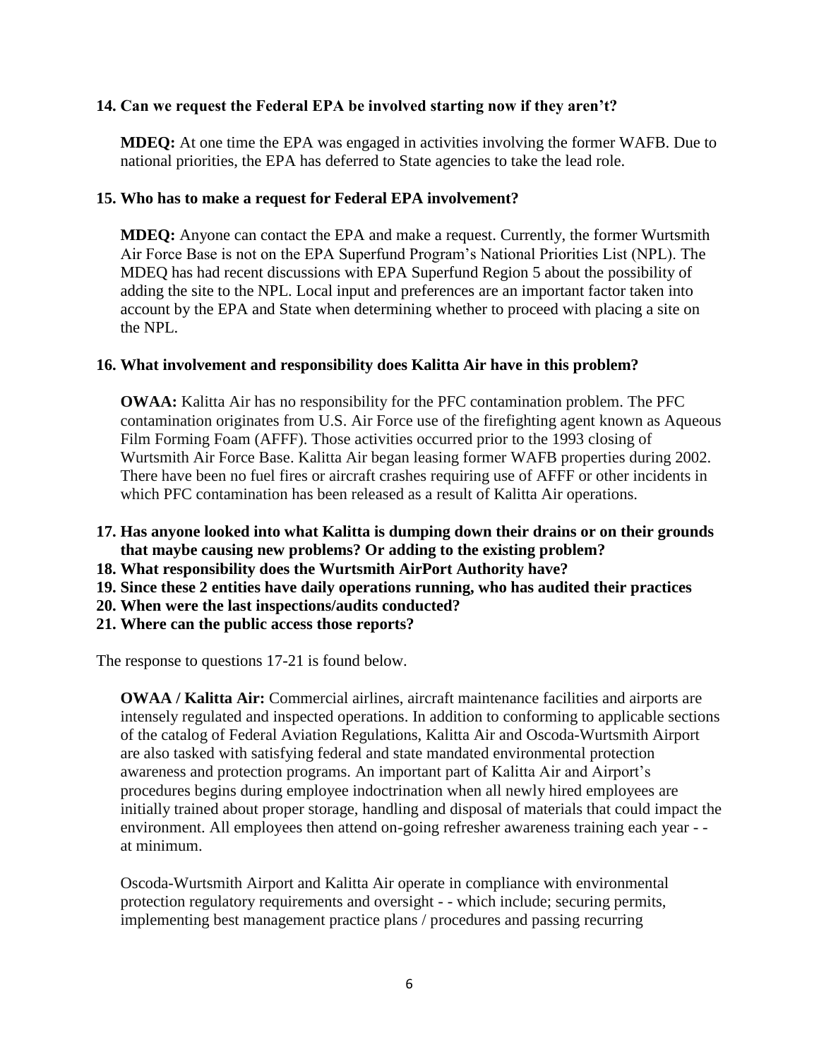**14. Can we request the Federal EPA be involved starting now if they aren't?**

**MDEQ:** At one time the EPA was engaged in activities involving the former WAFB. Due to national priorities, the EPA has deferred to State agencies to take the lead role.

**15. Who has to make a request for Federal EPA involvement?**

**MDEQ:** Anyone can contact the EPA and make a request. Currently, the former Wurtsmith Air Force Base is not on the EPA Superfund Program's National Priorities List (NPL). The MDEQ has had recent discussions with EPA Superfund Region 5 about the possibility of adding the site to the NPL. Local input and preferences are an important factor taken into account by the EPA and State when determining whether to proceed with placing a site on the NPL.

**16. What involvement and responsibility does Kalitta Air have in this problem?**

**OWAA:** Kalitta Air has no responsibility for the PFC contamination problem. The PFC contamination originates from U.S. Air Force use of the firefighting agent known as Aqueous Film Forming Foam (AFFF). Those activities occurred prior to the 1993 closing of Wurtsmith Air Force Base. Kalitta Air began leasing former WAFB properties during 2002. There have been no fuel fires or aircraft crashes requiring use of AFFF or other incidents in which PFC contamination has been released as a result of Kalitta Air operations.

**17. Has anyone looked into what Kalitta is dumping down their drains or on their grounds that maybe causing new problems? Or adding to the existing problem?**
**18. What responsibility does the Wurtsmith AirPort Authority have?**
**19. Since these 2 entities have daily operations running, who has audited their practices**
**20. When were the last inspections/audits conducted?**
**21. Where can the public access those reports?**

The response to questions 17-21 is found below.

**OWAA / Kalitta Air:** Commercial airlines, aircraft maintenance facilities and airports are intensely regulated and inspected operations. In addition to conforming to applicable sections of the catalog of Federal Aviation Regulations, Kalitta Air and Oscoda-Wurtsmith Airport are also tasked with satisfying federal and state mandated environmental protection awareness and protection programs. An important part of Kalitta Air and Airport's procedures begins during employee indoctrination when all newly hired employees are initially trained about proper storage, handling and disposal of materials that could impact the environment. All employees then attend on-going refresher awareness training each year - - at minimum.

Oscoda-Wurtsmith Airport and Kalitta Air operate in compliance with environmental protection regulatory requirements and oversight - - which include; securing permits, implementing best management practice plans / procedures and passing recurring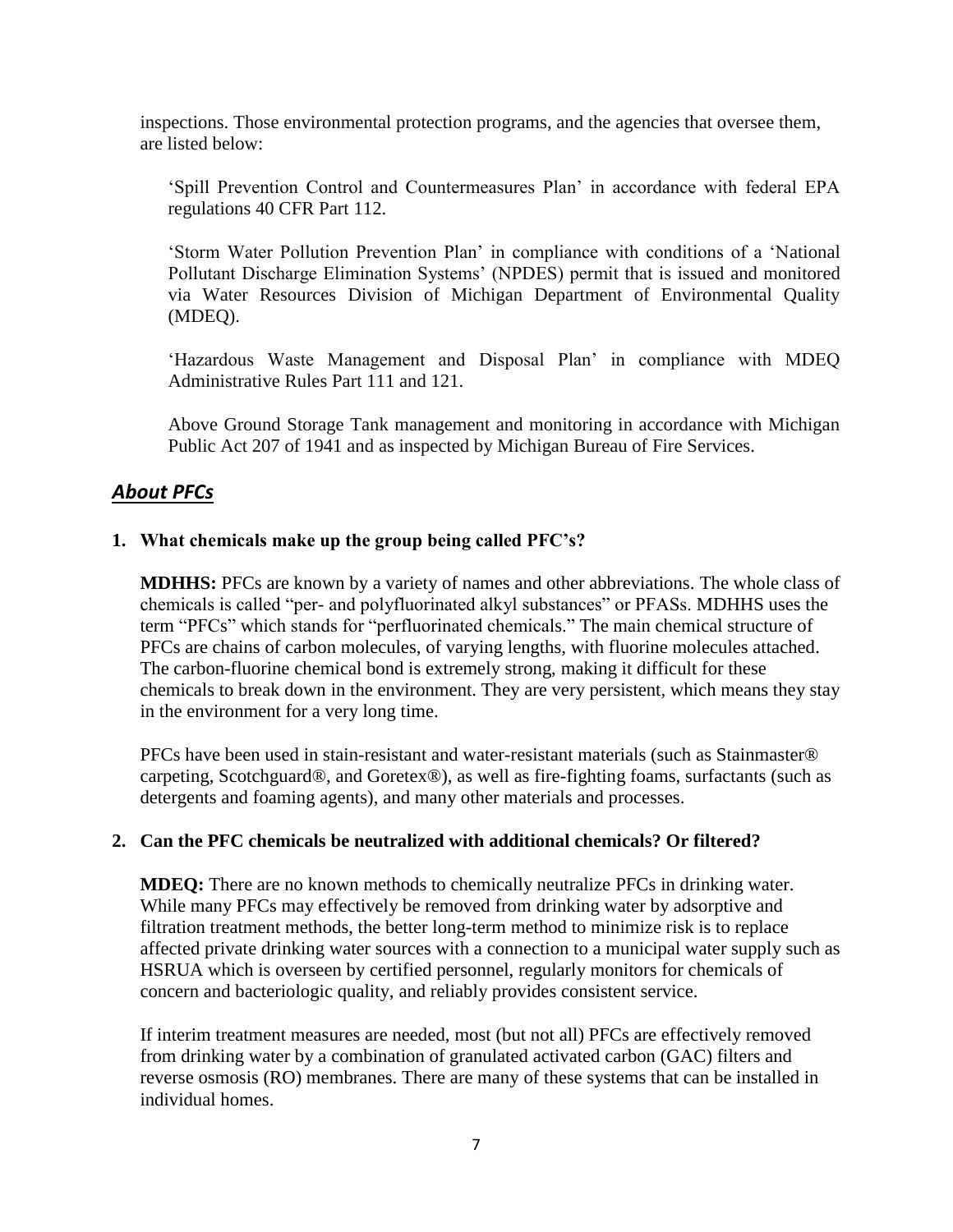inspections. Those environmental protection programs, and the agencies that oversee them, are listed below:

'Spill Prevention Control and Countermeasures Plan' in accordance with federal EPA regulations 40 CFR Part 112.

'Storm Water Pollution Prevention Plan' in compliance with conditions of a 'National Pollutant Discharge Elimination Systems' (NPDES) permit that is issued and monitored via Water Resources Division of Michigan Department of Environmental Quality (MDEQ).

'Hazardous Waste Management and Disposal Plan' in compliance with MDEQ Administrative Rules Part 111 and 121.

Above Ground Storage Tank management and monitoring in accordance with Michigan Public Act 207 of 1941 and as inspected by Michigan Bureau of Fire Services.

## ***About PFCs***

**1. What chemicals make up the group being called PFC's?**

**MDHHS:** PFCs are known by a variety of names and other abbreviations. The whole class of chemicals is called "per- and polyfluorinated alkyl substances" or PFASs. MDHHS uses the term "PFCs" which stands for "perfluorinated chemicals." The main chemical structure of PFCs are chains of carbon molecules, of varying lengths, with fluorine molecules attached. The carbon-fluorine chemical bond is extremely strong, making it difficult for these chemicals to break down in the environment. They are very persistent, which means they stay in the environment for a very long time.

PFCs have been used in stain-resistant and water-resistant materials (such as Stainmaster® carpeting, Scotchguard®, and Goretex®), as well as fire-fighting foams, surfactants (such as detergents and foaming agents), and many other materials and processes.

**2. Can the PFC chemicals be neutralized with additional chemicals? Or filtered?**

**MDEQ:** There are no known methods to chemically neutralize PFCs in drinking water. While many PFCs may effectively be removed from drinking water by adsorptive and filtration treatment methods, the better long-term method to minimize risk is to replace affected private drinking water sources with a connection to a municipal water supply such as HSRUA which is overseen by certified personnel, regularly monitors for chemicals of concern and bacteriologic quality, and reliably provides consistent service.

If interim treatment measures are needed, most (but not all) PFCs are effectively removed from drinking water by a combination of granulated activated carbon (GAC) filters and reverse osmosis (RO) membranes. There are many of these systems that can be installed in individual homes.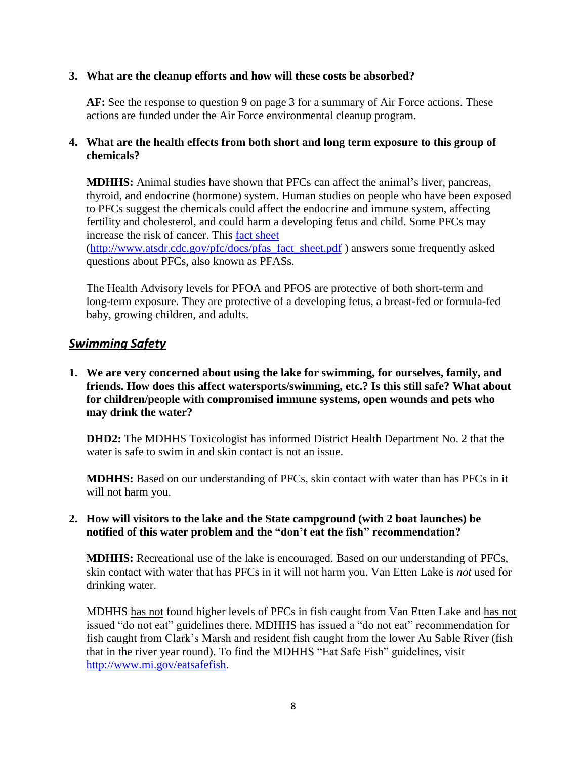**3. What are the cleanup efforts and how will these costs be absorbed?**

**AF:** See the response to question 9 on page 3 for a summary of Air Force actions. These actions are funded under the Air Force environmental cleanup program.

**4. What are the health effects from both short and long term exposure to this group of chemicals?**

**MDHHS:** Animal studies have shown that PFCs can affect the animal's liver, pancreas, thyroid, and endocrine (hormone) system. Human studies on people who have been exposed to PFCs suggest the chemicals could affect the endocrine and immune system, affecting fertility and cholesterol, and could harm a developing fetus and child. Some PFCs may increase the risk of cancer. This [fact sheet](http://www.atsdr.cdc.gov/pfc/docs/pfas_fact_sheet.pdf) (http://www.atsdr.cdc.gov/pfc/docs/pfas_fact_sheet.pdf ) answers some frequently asked questions about PFCs, also known as PFASs.

The Health Advisory levels for PFOA and PFOS are protective of both short-term and long-term exposure. They are protective of a developing fetus, a breast-fed or formula-fed baby, growing children, and adults.

## ***Swimming Safety***

**1. We are very concerned about using the lake for swimming, for ourselves, family, and friends. How does this affect watersports/swimming, etc.? Is this still safe? What about for children/people with compromised immune systems, open wounds and pets who may drink the water?**

**DHD2:** The MDHHS Toxicologist has informed District Health Department No. 2 that the water is safe to swim in and skin contact is not an issue.

**MDHHS:** Based on our understanding of PFCs, skin contact with water than has PFCs in it will not harm you.

**2. How will visitors to the lake and the State campground (with 2 boat launches) be notified of this water problem and the "don't eat the fish" recommendation?**

**MDHHS:** Recreational use of the lake is encouraged. Based on our understanding of PFCs, skin contact with water that has PFCs in it will not harm you. Van Etten Lake is *not* used for drinking water.

MDHHS has not found higher levels of PFCs in fish caught from Van Etten Lake and has not issued "do not eat" guidelines there. MDHHS has issued a "do not eat" recommendation for fish caught from Clark's Marsh and resident fish caught from the lower Au Sable River (fish that in the river year round). To find the MDHHS "Eat Safe Fish" guidelines, visit http://www.mi.gov/eatsafefish.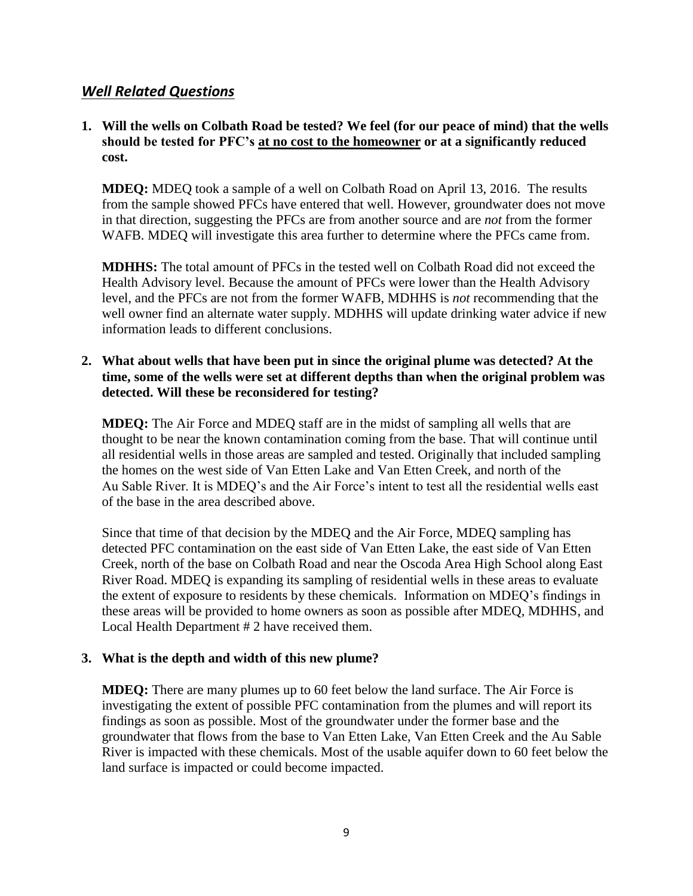## ***Well Related Questions***

**1. Will the wells on Colbath Road be tested? We feel (for our peace of mind) that the wells should be tested for PFC's <u>at no cost to the homeowner</u> or at a significantly reduced cost.**

**MDEQ:** MDEQ took a sample of a well on Colbath Road on April 13, 2016. The results from the sample showed PFCs have entered that well. However, groundwater does not move in that direction, suggesting the PFCs are from another source and are *not* from the former WAFB. MDEQ will investigate this area further to determine where the PFCs came from.

**MDHHS:** The total amount of PFCs in the tested well on Colbath Road did not exceed the Health Advisory level. Because the amount of PFCs were lower than the Health Advisory level, and the PFCs are not from the former WAFB, MDHHS is *not* recommending that the well owner find an alternate water supply. MDHHS will update drinking water advice if new information leads to different conclusions.

**2. What about wells that have been put in since the original plume was detected? At the time, some of the wells were set at different depths than when the original problem was detected. Will these be reconsidered for testing?**

**MDEQ:** The Air Force and MDEQ staff are in the midst of sampling all wells that are thought to be near the known contamination coming from the base. That will continue until all residential wells in those areas are sampled and tested. Originally that included sampling the homes on the west side of Van Etten Lake and Van Etten Creek, and north of the Au Sable River. It is MDEQ's and the Air Force's intent to test all the residential wells east of the base in the area described above.

Since that time of that decision by the MDEQ and the Air Force, MDEQ sampling has detected PFC contamination on the east side of Van Etten Lake, the east side of Van Etten Creek, north of the base on Colbath Road and near the Oscoda Area High School along East River Road. MDEQ is expanding its sampling of residential wells in these areas to evaluate the extent of exposure to residents by these chemicals. Information on MDEQ's findings in these areas will be provided to home owners as soon as possible after MDEQ, MDHHS, and Local Health Department # 2 have received them.

**3. What is the depth and width of this new plume?**

**MDEQ:** There are many plumes up to 60 feet below the land surface. The Air Force is investigating the extent of possible PFC contamination from the plumes and will report its findings as soon as possible. Most of the groundwater under the former base and the groundwater that flows from the base to Van Etten Lake, Van Etten Creek and the Au Sable River is impacted with these chemicals. Most of the usable aquifer down to 60 feet below the land surface is impacted or could become impacted.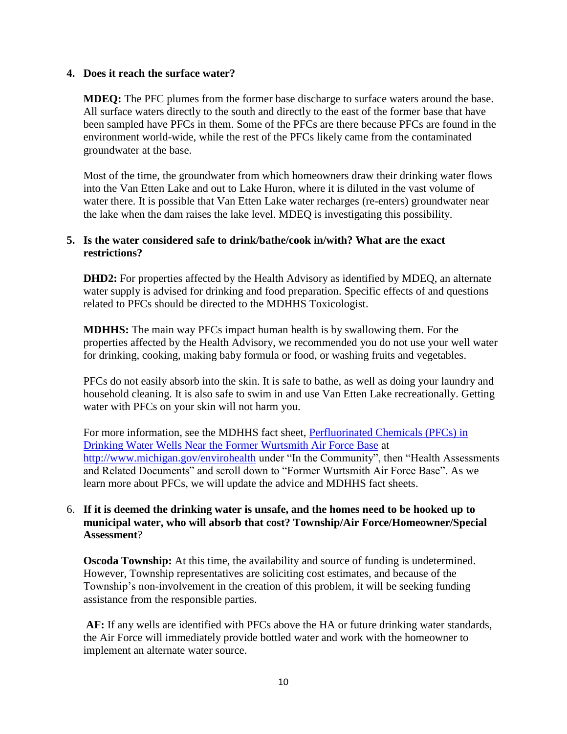4. **Does it reach the surface water?**

   **MDEQ:** The PFC plumes from the former base discharge to surface waters around the base. All surface waters directly to the south and directly to the east of the former base that have been sampled have PFCs in them. Some of the PFCs are there because PFCs are found in the environment world-wide, while the rest of the PFCs likely came from the contaminated groundwater at the base.

   Most of the time, the groundwater from which homeowners draw their drinking water flows into the Van Etten Lake and out to Lake Huron, where it is diluted in the vast volume of water there. It is possible that Van Etten Lake water recharges (re-enters) groundwater near the lake when the dam raises the lake level. MDEQ is investigating this possibility.

5. **Is the water considered safe to drink/bathe/cook in/with? What are the exact restrictions?**

   **DHD2:** For properties affected by the Health Advisory as identified by MDEQ, an alternate water supply is advised for drinking and food preparation. Specific effects of and questions related to PFCs should be directed to the MDHHS Toxicologist.

   **MDHHS:** The main way PFCs impact human health is by swallowing them. For the properties affected by the Health Advisory, we recommended you do not use your well water for drinking, cooking, making baby formula or food, or washing fruits and vegetables.

   PFCs do not easily absorb into the skin. It is safe to bathe, as well as doing your laundry and household cleaning. It is also safe to swim in and use Van Etten Lake recreationally. Getting water with PFCs on your skin will not harm you.

   For more information, see the MDHHS fact sheet, [Perfluorinated Chemicals (PFCs) in Drinking Water Wells Near the Former Wurtsmith Air Force Base](http://www.michigan.gov/envirohealth) at http://www.michigan.gov/envirohealth under “In the Community”, then “Health Assessments and Related Documents” and scroll down to “Former Wurtsmith Air Force Base”. As we learn more about PFCs, we will update the advice and MDHHS fact sheets.

6. **If it is deemed the drinking water is unsafe, and the homes need to be hooked up to municipal water, who will absorb that cost? Township/Air Force/Homeowner/Special Assessment**?

   **Oscoda Township:** At this time, the availability and source of funding is undetermined. However, Township representatives are soliciting cost estimates, and because of the Township’s non-involvement in the creation of this problem, it will be seeking funding assistance from the responsible parties.

   **AF:** If any wells are identified with PFCs above the HA or future drinking water standards, the Air Force will immediately provide bottled water and work with the homeowner to implement an alternate water source.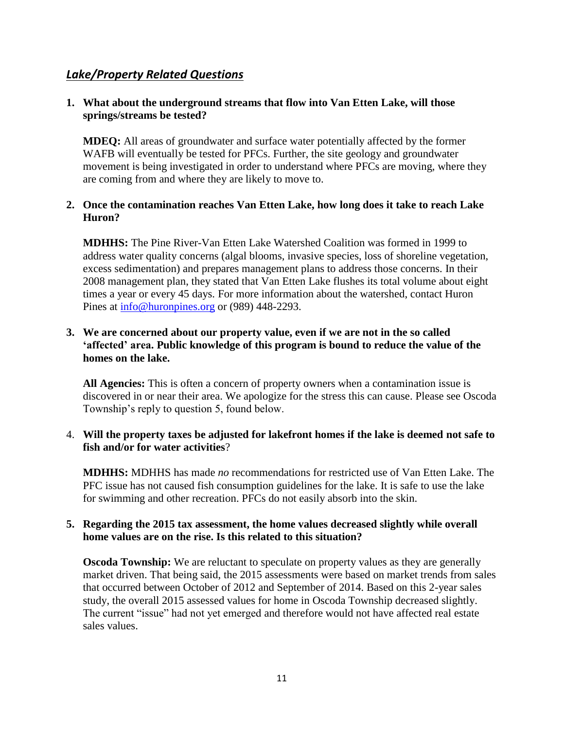## *Lake/Property Related Questions*

1. **What about the underground streams that flow into Van Etten Lake, will those springs/streams be tested?**

   **MDEQ:** All areas of groundwater and surface water potentially affected by the former WAFB will eventually be tested for PFCs. Further, the site geology and groundwater movement is being investigated in order to understand where PFCs are moving, where they are coming from and where they are likely to move to.

2. **Once the contamination reaches Van Etten Lake, how long does it take to reach Lake Huron?**

   **MDHHS:** The Pine River-Van Etten Lake Watershed Coalition was formed in 1999 to address water quality concerns (algal blooms, invasive species, loss of shoreline vegetation, excess sedimentation) and prepares management plans to address those concerns. In their 2008 management plan, they stated that Van Etten Lake flushes its total volume about eight times a year or every 45 days. For more information about the watershed, contact Huron Pines at info@huronpines.org or (989) 448-2293.

3. **We are concerned about our property value, even if we are not in the so called 'affected' area. Public knowledge of this program is bound to reduce the value of the homes on the lake.**

   **All Agencies:** This is often a concern of property owners when a contamination issue is discovered in or near their area. We apologize for the stress this can cause. Please see Oscoda Township's reply to question 5, found below.

4. **Will the property taxes be adjusted for lakefront homes if the lake is deemed not safe to fish and/or for water activities**?

   **MDHHS:** MDHHS has made *no* recommendations for restricted use of Van Etten Lake. The PFC issue has not caused fish consumption guidelines for the lake. It is safe to use the lake for swimming and other recreation. PFCs do not easily absorb into the skin.

5. **Regarding the 2015 tax assessment, the home values decreased slightly while overall home values are on the rise. Is this related to this situation?**

   **Oscoda Township:** We are reluctant to speculate on property values as they are generally market driven. That being said, the 2015 assessments were based on market trends from sales that occurred between October of 2012 and September of 2014. Based on this 2-year sales study, the overall 2015 assessed values for home in Oscoda Township decreased slightly. The current "issue" had not yet emerged and therefore would not have affected real estate sales values.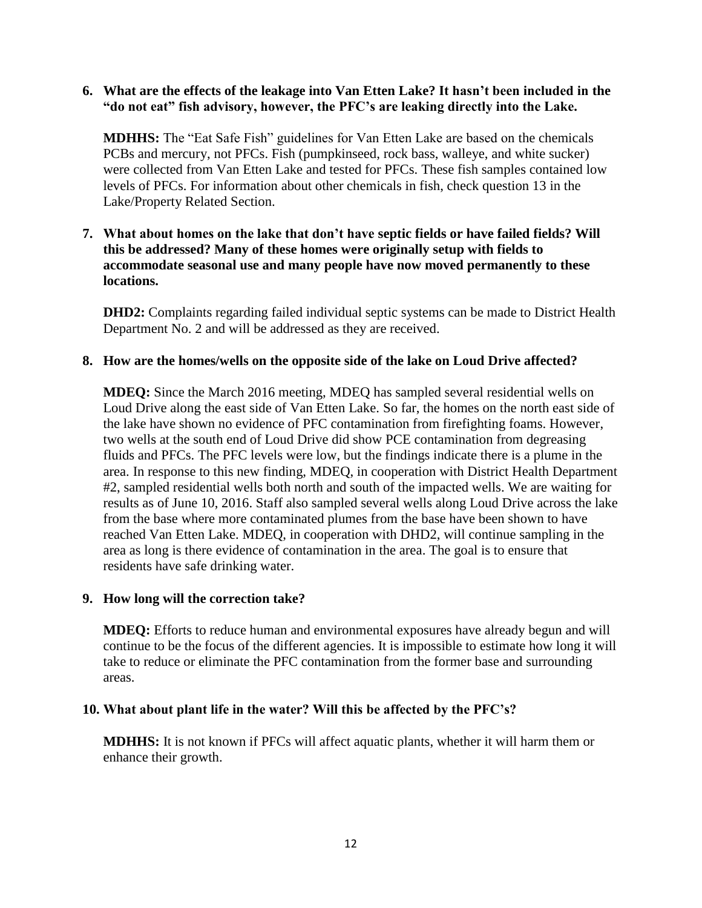**6. What are the effects of the leakage into Van Etten Lake? It hasn't been included in the "do not eat" fish advisory, however, the PFC's are leaking directly into the Lake.**

**MDHHS:** The "Eat Safe Fish" guidelines for Van Etten Lake are based on the chemicals PCBs and mercury, not PFCs. Fish (pumpkinseed, rock bass, walleye, and white sucker) were collected from Van Etten Lake and tested for PFCs. These fish samples contained low levels of PFCs. For information about other chemicals in fish, check question 13 in the Lake/Property Related Section.

**7. What about homes on the lake that don't have septic fields or have failed fields? Will this be addressed? Many of these homes were originally setup with fields to accommodate seasonal use and many people have now moved permanently to these locations.**

**DHD2:** Complaints regarding failed individual septic systems can be made to District Health Department No. 2 and will be addressed as they are received.

**8. How are the homes/wells on the opposite side of the lake on Loud Drive affected?**

**MDEQ:** Since the March 2016 meeting, MDEQ has sampled several residential wells on Loud Drive along the east side of Van Etten Lake. So far, the homes on the north east side of the lake have shown no evidence of PFC contamination from firefighting foams. However, two wells at the south end of Loud Drive did show PCE contamination from degreasing fluids and PFCs. The PFC levels were low, but the findings indicate there is a plume in the area. In response to this new finding, MDEQ, in cooperation with District Health Department #2, sampled residential wells both north and south of the impacted wells. We are waiting for results as of June 10, 2016. Staff also sampled several wells along Loud Drive across the lake from the base where more contaminated plumes from the base have been shown to have reached Van Etten Lake. MDEQ, in cooperation with DHD2, will continue sampling in the area as long is there evidence of contamination in the area. The goal is to ensure that residents have safe drinking water.

**9. How long will the correction take?**

**MDEQ:** Efforts to reduce human and environmental exposures have already begun and will continue to be the focus of the different agencies. It is impossible to estimate how long it will take to reduce or eliminate the PFC contamination from the former base and surrounding areas.

**10. What about plant life in the water? Will this be affected by the PFC's?**

**MDHHS:** It is not known if PFCs will affect aquatic plants, whether it will harm them or enhance their growth.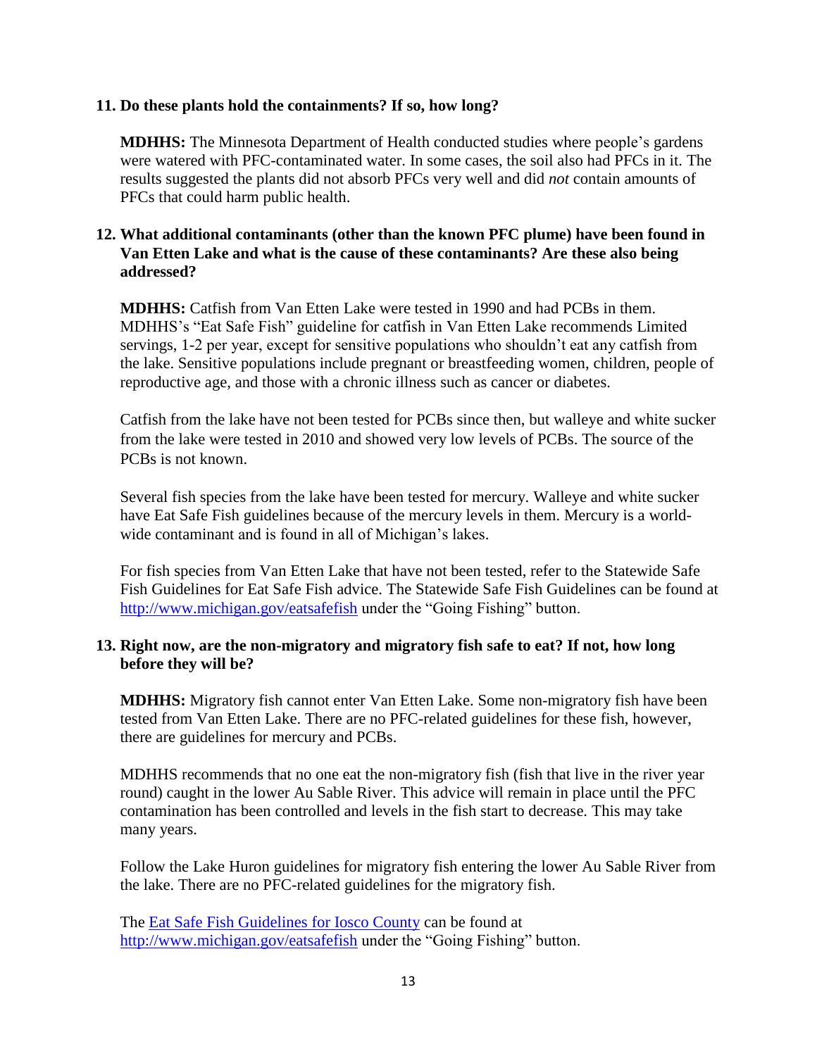**11. Do these plants hold the containments? If so, how long?**

**MDHHS:** The Minnesota Department of Health conducted studies where people's gardens were watered with PFC-contaminated water. In some cases, the soil also had PFCs in it. The results suggested the plants did not absorb PFCs very well and did *not* contain amounts of PFCs that could harm public health.

**12. What additional contaminants (other than the known PFC plume) have been found in Van Etten Lake and what is the cause of these contaminants? Are these also being addressed?**

**MDHHS:** Catfish from Van Etten Lake were tested in 1990 and had PCBs in them. MDHHS's "Eat Safe Fish" guideline for catfish in Van Etten Lake recommends Limited servings, 1-2 per year, except for sensitive populations who shouldn't eat any catfish from the lake. Sensitive populations include pregnant or breastfeeding women, children, people of reproductive age, and those with a chronic illness such as cancer or diabetes.

Catfish from the lake have not been tested for PCBs since then, but walleye and white sucker from the lake were tested in 2010 and showed very low levels of PCBs. The source of the PCBs is not known.

Several fish species from the lake have been tested for mercury. Walleye and white sucker have Eat Safe Fish guidelines because of the mercury levels in them. Mercury is a world-wide contaminant and is found in all of Michigan's lakes.

For fish species from Van Etten Lake that have not been tested, refer to the Statewide Safe Fish Guidelines for Eat Safe Fish advice. The Statewide Safe Fish Guidelines can be found at [http://www.michigan.gov/eatsafefish](http://www.michigan.gov/eatsafefish) under the "Going Fishing" button.

**13. Right now, are the non-migratory and migratory fish safe to eat? If not, how long before they will be?**

**MDHHS:** Migratory fish cannot enter Van Etten Lake. Some non-migratory fish have been tested from Van Etten Lake. There are no PFC-related guidelines for these fish, however, there are guidelines for mercury and PCBs.

MDHHS recommends that no one eat the non-migratory fish (fish that live in the river year round) caught in the lower Au Sable River. This advice will remain in place until the PFC contamination has been controlled and levels in the fish start to decrease. This may take many years.

Follow the Lake Huron guidelines for migratory fish entering the lower Au Sable River from the lake. There are no PFC-related guidelines for the migratory fish.

The [Eat Safe Fish Guidelines for Iosco County](http://www.michigan.gov/eatsafefish) can be found at [http://www.michigan.gov/eatsafefish](http://www.michigan.gov/eatsafefish) under the "Going Fishing" button.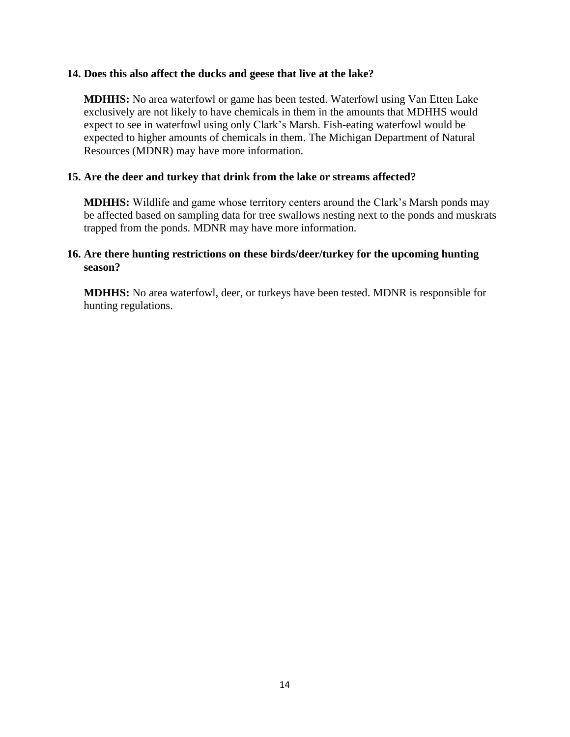**14. Does this also affect the ducks and geese that live at the lake?**

**MDHHS:** No area waterfowl or game has been tested. Waterfowl using Van Etten Lake exclusively are not likely to have chemicals in them in the amounts that MDHHS would expect to see in waterfowl using only Clark's Marsh. Fish-eating waterfowl would be expected to higher amounts of chemicals in them. The Michigan Department of Natural Resources (MDNR) may have more information.

**15. Are the deer and turkey that drink from the lake or streams affected?**

**MDHHS:** Wildlife and game whose territory centers around the Clark's Marsh ponds may be affected based on sampling data for tree swallows nesting next to the ponds and muskrats trapped from the ponds. MDNR may have more information.

**16. Are there hunting restrictions on these birds/deer/turkey for the upcoming hunting season?**

**MDHHS:** No area waterfowl, deer, or turkeys have been tested. MDNR is responsible for hunting regulations.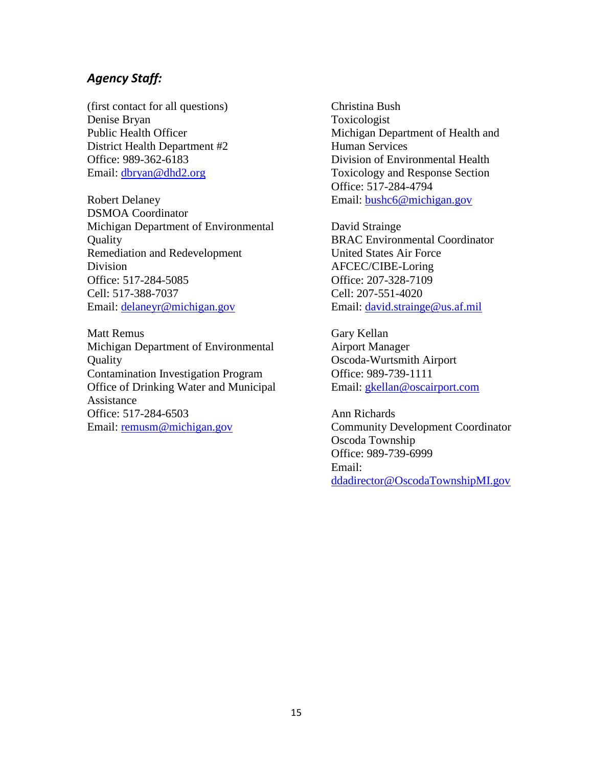### *Agency Staff:*

(first contact for all questions)
Denise Bryan
Public Health Officer
District Health Department #2
Office: 989-362-6183
Email: dbryan@dhd2.org

Robert Delaney
DSMOA Coordinator
Michigan Department of Environmental Quality
Remediation and Redevelopment Division
Office: 517-284-5085
Cell: 517-388-7037
Email: delaneyr@michigan.gov

Matt Remus
Michigan Department of Environmental Quality
Contamination Investigation Program
Office of Drinking Water and Municipal Assistance
Office: 517-284-6503
Email: remusm@michigan.gov

Christina Bush
Toxicologist
Michigan Department of Health and Human Services
Division of Environmental Health
Toxicology and Response Section
Office: 517-284-4794
Email: bushc6@michigan.gov

David Strainge
BRAC Environmental Coordinator
United States Air Force
AFCEC/CIBE-Loring
Office: 207-328-7109
Cell: 207-551-4020
Email: david.strainge@us.af.mil

Gary Kellan
Airport Manager
Oscoda-Wurtsmith Airport
Office: 989-739-1111
Email: gkellan@oscairport.com

Ann Richards
Community Development Coordinator
Oscoda Township
Office: 989-739-6999
Email: ddadirector@OscodaTownshipMI.gov